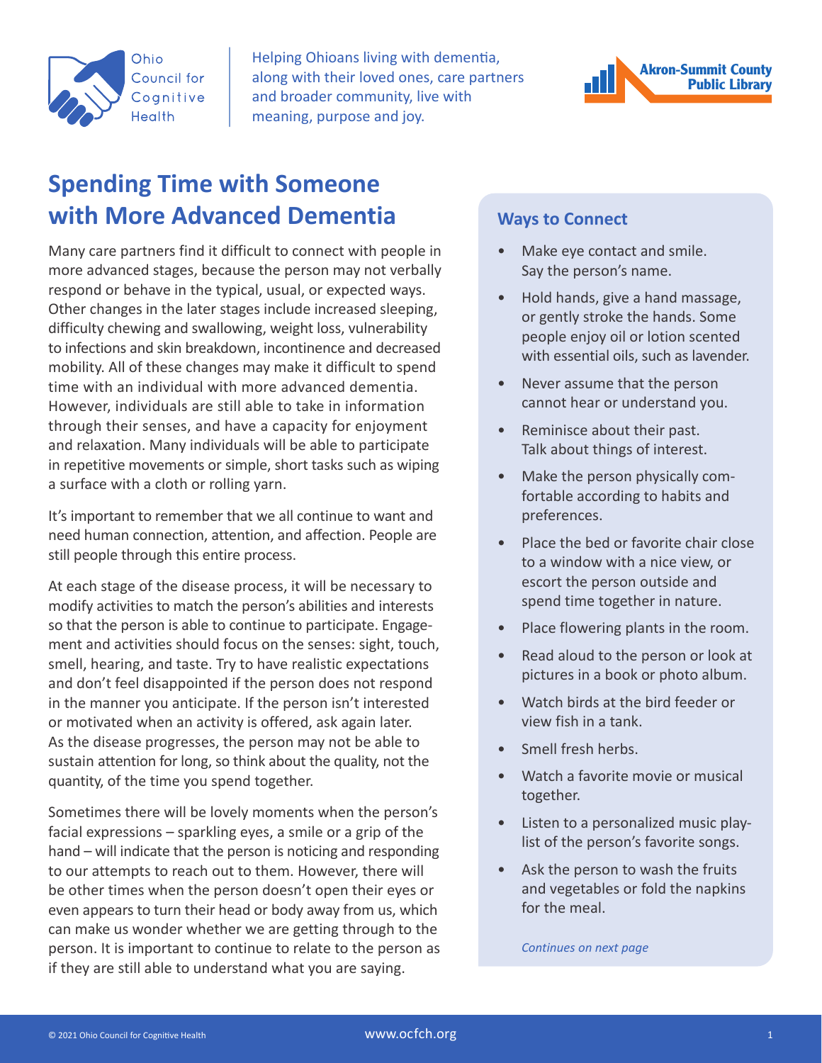Ohio Council for Cognitive Health

Helping Ohioans living with dementia, along with their loved ones, care partners and broader community, live with meaning, purpose and joy.

Akron-Summit County Public Library

# Spending Time with Someone with More Advanced Dementia

Many care partners find it difficult to connect with people in more advanced stages, because the person may not verbally respond or behave in the typical, usual, or expected ways. Other changes in the later stages include increased sleeping, difficulty chewing and swallowing, weight loss, vulnerability to infections and skin breakdown, incontinence and decreased mobility. All of these changes may make it difficult to spend time with an individual with more advanced dementia. However, individuals are still able to take in information through their senses, and have a capacity for enjoyment and relaxation. Many individuals will be able to participate in repetitive movements or simple, short tasks such as wiping a surface with a cloth or rolling yarn.

It's important to remember that we all continue to want and need human connection, attention, and affection. People are still people through this entire process.

At each stage of the disease process, it will be necessary to modify activities to match the person's abilities and interests so that the person is able to continue to participate. Engagement and activities should focus on the senses: sight, touch, smell, hearing, and taste. Try to have realistic expectations and don't feel disappointed if the person does not respond in the manner you anticipate. If the person isn't interested or motivated when an activity is offered, ask again later. As the disease progresses, the person may not be able to sustain attention for long, so think about the quality, not the quantity, of the time you spend together.

Sometimes there will be lovely moments when the person's facial expressions – sparkling eyes, a smile or a grip of the hand – will indicate that the person is noticing and responding to our attempts to reach out to them. However, there will be other times when the person doesn't open their eyes or even appears to turn their head or body away from us, which can make us wonder whether we are getting through to the person. It is important to continue to relate to the person as if they are still able to understand what you are saying.

## Ways to Connect

- Make eye contact and smile. Say the person's name.
- Hold hands, give a hand massage, or gently stroke the hands. Some people enjoy oil or lotion scented with essential oils, such as lavender.
- Never assume that the person cannot hear or understand you.
- Reminisce about their past. Talk about things of interest.
- Make the person physically comfortable according to habits and preferences.
- Place the bed or favorite chair close to a window with a nice view, or escort the person outside and spend time together in nature.
- Place flowering plants in the room.
- Read aloud to the person or look at pictures in a book or photo album.
- Watch birds at the bird feeder or view fish in a tank.
- Smell fresh herbs.
- Watch a favorite movie or musical together.
- Listen to a personalized music playlist of the person's favorite songs.
- Ask the person to wash the fruits and vegetables or fold the napkins for the meal.

*Continues on next page*

© 2021 Ohio Council for Cognitive Health

www.ocfch.org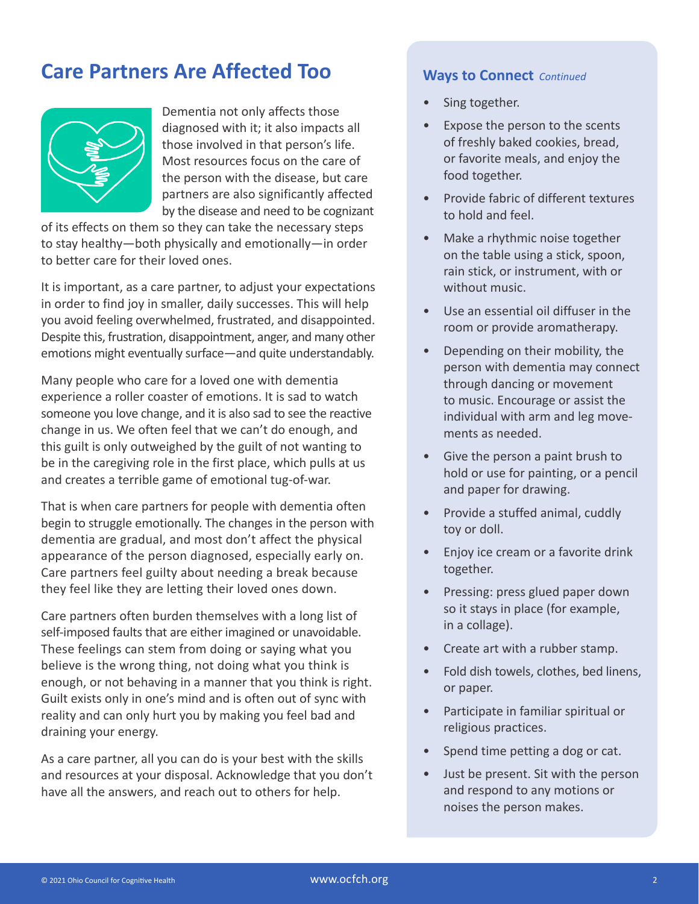## Care Partners Are Affected Too

Dementia not only affects those diagnosed with it; it also impacts all those involved in that person's life. Most resources focus on the care of the person with the disease, but care partners are also significantly affected by the disease and need to be cognizant of its effects on them so they can take the necessary steps to stay healthy—both physically and emotionally—in order to better care for their loved ones.

It is important, as a care partner, to adjust your expectations in order to find joy in smaller, daily successes. This will help you avoid feeling overwhelmed, frustrated, and disappointed. Despite this, frustration, disappointment, anger, and many other emotions might eventually surface—and quite understandably.

Many people who care for a loved one with dementia experience a roller coaster of emotions. It is sad to watch someone you love change, and it is also sad to see the reactive change in us. We often feel that we can't do enough, and this guilt is only outweighed by the guilt of not wanting to be in the caregiving role in the first place, which pulls at us and creates a terrible game of emotional tug-of-war.

That is when care partners for people with dementia often begin to struggle emotionally. The changes in the person with dementia are gradual, and most don't affect the physical appearance of the person diagnosed, especially early on. Care partners feel guilty about needing a break because they feel like they are letting their loved ones down.

Care partners often burden themselves with a long list of self-imposed faults that are either imagined or unavoidable. These feelings can stem from doing or saying what you believe is the wrong thing, not doing what you think is enough, or not behaving in a manner that you think is right. Guilt exists only in one's mind and is often out of sync with reality and can only hurt you by making you feel bad and draining your energy.

As a care partner, all you can do is your best with the skills and resources at your disposal. Acknowledge that you don't have all the answers, and reach out to others for help.

### Ways to Connect *Continued*

- Sing together.
- Expose the person to the scents of freshly baked cookies, bread, or favorite meals, and enjoy the food together.
- Provide fabric of different textures to hold and feel.
- Make a rhythmic noise together on the table using a stick, spoon, rain stick, or instrument, with or without music.
- Use an essential oil diffuser in the room or provide aromatherapy.
- Depending on their mobility, the person with dementia may connect through dancing or movement to music. Encourage or assist the individual with arm and leg movements as needed.
- Give the person a paint brush to hold or use for painting, or a pencil and paper for drawing.
- Provide a stuffed animal, cuddly toy or doll.
- Enjoy ice cream or a favorite drink together.
- Pressing: press glued paper down so it stays in place (for example, in a collage).
- Create art with a rubber stamp.
- Fold dish towels, clothes, bed linens, or paper.
- Participate in familiar spiritual or religious practices.
- Spend time petting a dog or cat.
- Just be present. Sit with the person and respond to any motions or noises the person makes.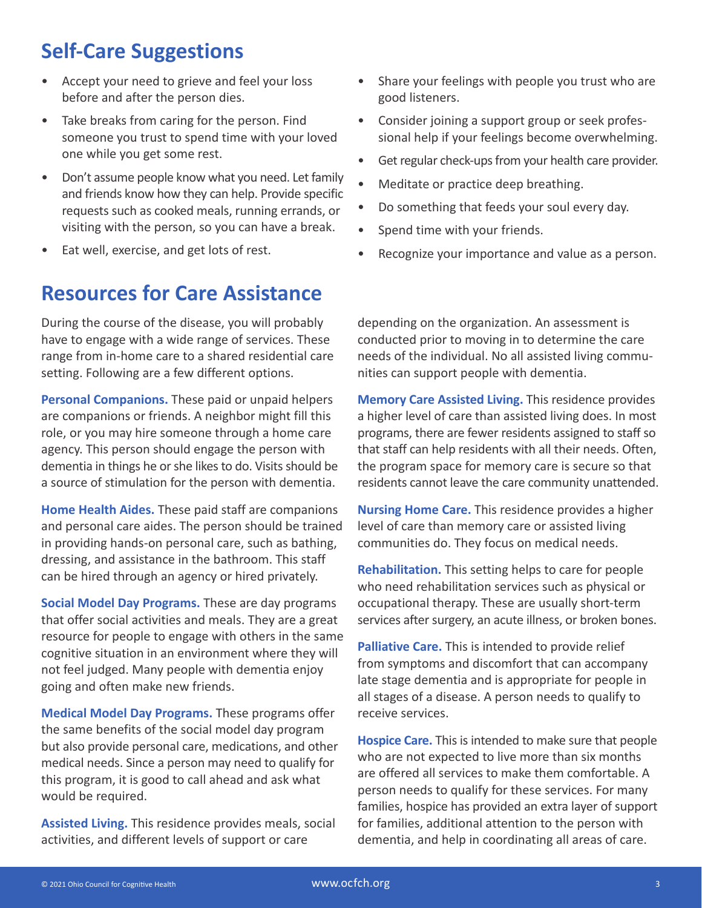## Self-Care Suggestions

- Accept your need to grieve and feel your loss before and after the person dies.
- Take breaks from caring for the person. Find someone you trust to spend time with your loved one while you get some rest.
- Don't assume people know what you need. Let family and friends know how they can help. Provide specific requests such as cooked meals, running errands, or visiting with the person, so you can have a break.
- Eat well, exercise, and get lots of rest.
- Share your feelings with people you trust who are good listeners.
- Consider joining a support group or seek professional help if your feelings become overwhelming.
- Get regular check-ups from your health care provider.
- Meditate or practice deep breathing.
- Do something that feeds your soul every day.
- Spend time with your friends.
- Recognize your importance and value as a person.

## Resources for Care Assistance

During the course of the disease, you will probably have to engage with a wide range of services. These range from in-home care to a shared residential care setting. Following are a few different options.

**Personal Companions.** These paid or unpaid helpers are companions or friends. A neighbor might fill this role, or you may hire someone through a home care agency. This person should engage the person with dementia in things he or she likes to do. Visits should be a source of stimulation for the person with dementia.

**Home Health Aides.** These paid staff are companions and personal care aides. The person should be trained in providing hands-on personal care, such as bathing, dressing, and assistance in the bathroom. This staff can be hired through an agency or hired privately.

**Social Model Day Programs.** These are day programs that offer social activities and meals. They are a great resource for people to engage with others in the same cognitive situation in an environment where they will not feel judged. Many people with dementia enjoy going and often make new friends.

**Medical Model Day Programs.** These programs offer the same benefits of the social model day program but also provide personal care, medications, and other medical needs. Since a person may need to qualify for this program, it is good to call ahead and ask what would be required.

**Assisted Living.** This residence provides meals, social activities, and different levels of support or care depending on the organization. An assessment is conducted prior to moving in to determine the care needs of the individual. No all assisted living communities can support people with dementia.

**Memory Care Assisted Living.** This residence provides a higher level of care than assisted living does. In most programs, there are fewer residents assigned to staff so that staff can help residents with all their needs. Often, the program space for memory care is secure so that residents cannot leave the care community unattended.

**Nursing Home Care.** This residence provides a higher level of care than memory care or assisted living communities do. They focus on medical needs.

**Rehabilitation.** This setting helps to care for people who need rehabilitation services such as physical or occupational therapy. These are usually short-term services after surgery, an acute illness, or broken bones.

**Palliative Care.** This is intended to provide relief from symptoms and discomfort that can accompany late stage dementia and is appropriate for people in all stages of a disease. A person needs to qualify to receive services.

**Hospice Care.** This is intended to make sure that people who are not expected to live more than six months are offered all services to make them comfortable. A person needs to qualify for these services. For many families, hospice has provided an extra layer of support for families, additional attention to the person with dementia, and help in coordinating all areas of care.